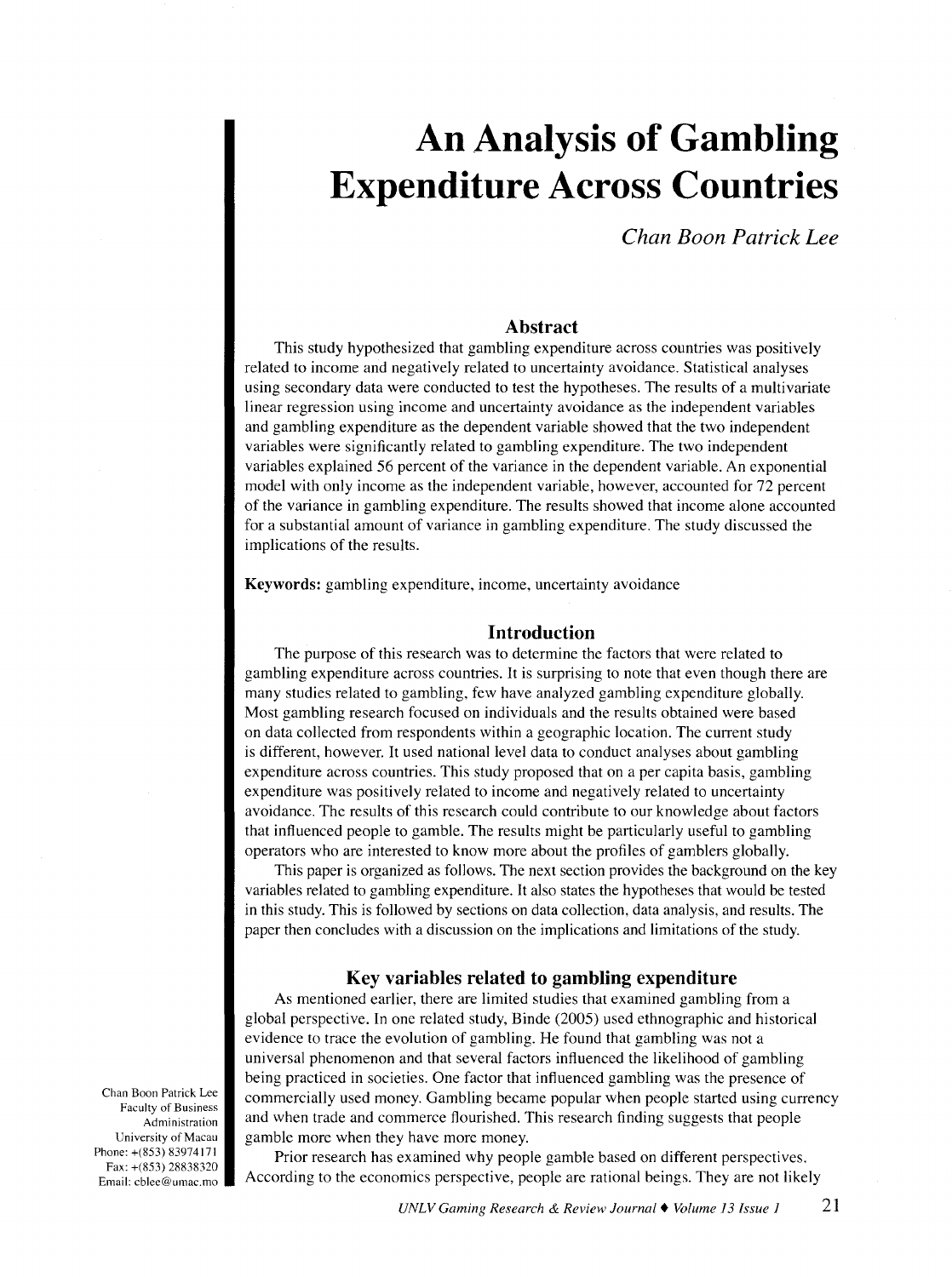# An Analysis of Gambling Expenditure Across Countries

*Chan Boon Patrick Lee*

## Abstract

This study hypothesized that gambling expenditure across countries was positively related to income and negatively related to uncertainty avoidance. Statistical analyses using secondary data were conducted to test the hypotheses. The results of a multivariate linear regression using income and uncertainty avoidance as the independent variables and gambling expenditure as the dependent variable showed that the two independent variables were significantly related to gambling expenditure. The two independent variables explained 56 percent of the variance in the dependent variable. An exponential model with only income as the independent variable, however, accounted for 72 percent of the variance in gambling expenditure. The results showed that income alone accounted for a substantial amount of variance in gambling expenditure. The study discussed the implications of the results.

**Keywords:** gambling expenditure, income, uncertainty avoidance

## Introduction

The purpose of this research was to determine the factors that were related to gambling expenditure across countries. It is surprising to note that even though there are many studies related to gambling, few have analyzed gambling expenditure globally. Most gambling research focused on individuals and the results obtained were based on data collected from respondents within a geographic location. The current study is different, however. It used national level data to conduct analyses about gambling expenditure across countries. This study proposed that on a per capita basis, gambling expenditure was positively related to income and negatively related to uncertainty avoidance. The results of this research could contribute to our knowledge about factors that influenced people to gamble. The results might be particularly useful to gambling operators who are interested to know more about the profiles of gamblers globally.

This paper is organized as follows. The next section provides the background on the key variables related to gambling expenditure. It also states the hypotheses that would be tested in this study. This is followed by sections on data collection, data analysis, and results. The paper then concludes with a discussion on the implications and limitations of the study.

## Key variables related to gambling expenditure

As mentioned earlier, there are limited studies that examined gambling from a global perspective. In one related study, Binde (2005) used ethnographic and historical evidence to trace the evolution of gambling. He found that gambling was not a universal phenomenon and that several factors influenced the likelihood of gambling being practiced in societies. One factor that influenced gambling was the presence of commercially used money. Gambling became popular when people started using currency and when trade and commerce flourished. This research finding suggests that people gamble more when they have more money.

Prior research has examined why people gamble based on different perspectives. According to the economics perspective, people are rational beings. They are not likely

Chan Boon Patrick Lee
Faculty of Business Administration
University of Macau
Phone: +(853) 83974171
Fax: +(853) 28838320
Email: cblee@umac.mo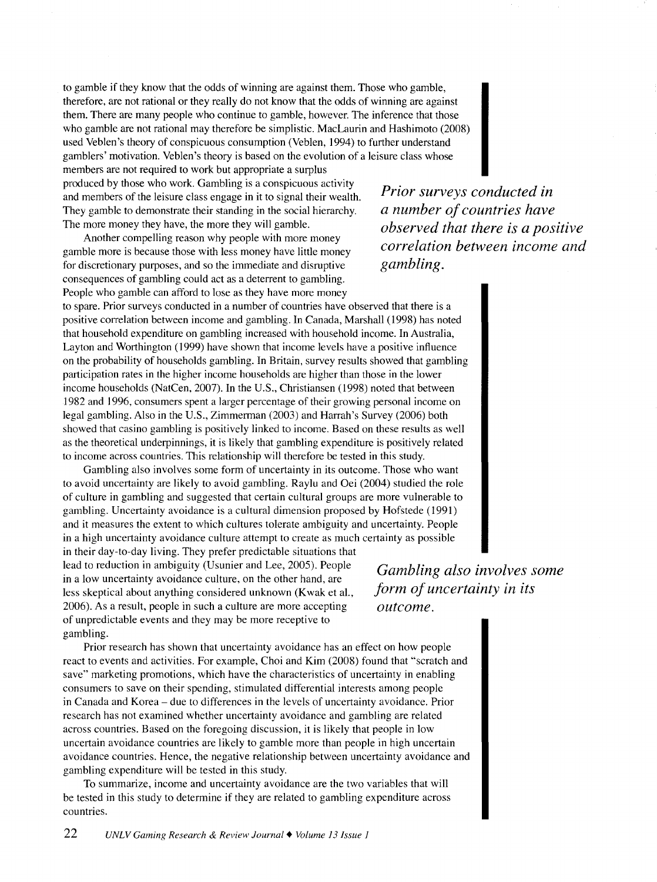to gamble if they know that the odds of winning are against them. Those who gamble, therefore, are not rational or they really do not know that the odds of winning are against them. There are many people who continue to gamble, however. The inference that those who gamble are not rational may therefore be simplistic. MacLaurin and Hashimoto (2008) used Veblen's theory of conspicuous consumption (Veblen, 1994) to further understand gamblers' motivation. Veblen's theory is based on the evolution of a leisure class whose members are not required to work but appropriate a surplus produced by those who work. Gambling is a conspicuous activity and members of the leisure class engage in it to signal their wealth. They gamble to demonstrate their standing in the social hierarchy. The more money they have, the more they will gamble.

*Prior surveys conducted in a number of countries have observed that there is a positive correlation between income and gambling.*

Another compelling reason why people with more money gamble more is because those with less money have little money for discretionary purposes, and so the immediate and disruptive consequences of gambling could act as a deterrent to gambling. People who gamble can afford to lose as they have more money to spare. Prior surveys conducted in a number of countries have observed that there is a positive correlation between income and gambling. In Canada, Marshall (1998) has noted that household expenditure on gambling increased with household income. In Australia, Layton and Worthington (1999) have shown that income levels have a positive influence on the probability of households gambling. In Britain, survey results showed that gambling participation rates in the higher income households are higher than those in the lower income households (NatCen, 2007). In the U.S., Christiansen (1998) noted that between 1982 and 1996, consumers spent a larger percentage of their growing personal income on legal gambling. Also in the U.S., Zimmerman (2003) and Harrah's Survey (2006) both showed that casino gambling is positively linked to income. Based on these results as well as the theoretical underpinnings, it is likely that gambling expenditure is positively related to income across countries. This relationship will therefore be tested in this study.

Gambling also involves some form of uncertainty in its outcome. Those who want to avoid uncertainty are likely to avoid gambling. Raylu and Oei (2004) studied the role of culture in gambling and suggested that certain cultural groups are more vulnerable to gambling. Uncertainty avoidance is a cultural dimension proposed by Hofstede (1991) and it measures the extent to which cultures tolerate ambiguity and uncertainty. People in a high uncertainty avoidance culture attempt to create as much certainty as possible in their day-to-day living. They prefer predictable situations that lead to reduction in ambiguity (Usunier and Lee, 2005). People in a low uncertainty avoidance culture, on the other hand, are less skeptical about anything considered unknown (Kwak et al., 2006). As a result, people in such a culture are more accepting of unpredictable events and they may be more receptive to gambling.

*Gambling also involves some form of uncertainty in its outcome.*

Prior research has shown that uncertainty avoidance has an effect on how people react to events and activities. For example, Choi and Kim (2008) found that "scratch and save" marketing promotions, which have the characteristics of uncertainty in enabling consumers to save on their spending, stimulated differential interests among people in Canada and Korea – due to differences in the levels of uncertainty avoidance. Prior research has not examined whether uncertainty avoidance and gambling are related across countries. Based on the foregoing discussion, it is likely that people in low uncertain avoidance countries are likely to gamble more than people in high uncertain avoidance countries. Hence, the negative relationship between uncertainty avoidance and gambling expenditure will be tested in this study.

To summarize, income and uncertainty avoidance are the two variables that will be tested in this study to determine if they are related to gambling expenditure across countries.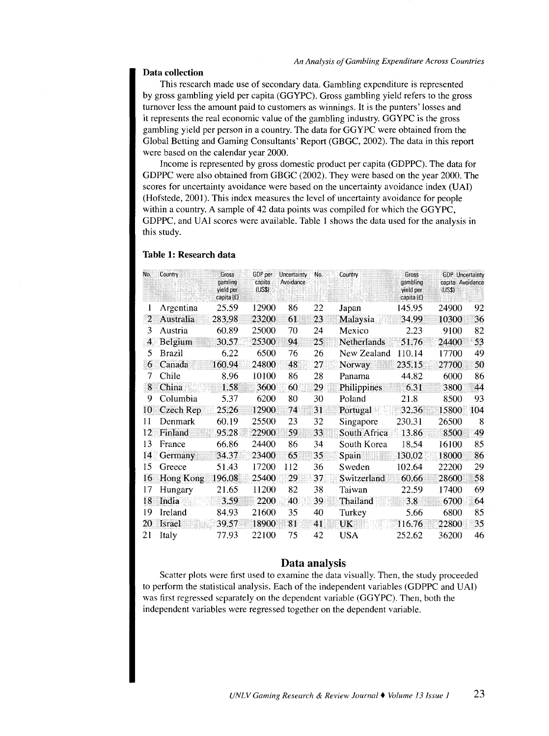## Data collection

This research made use of secondary data. Gambling expenditure is represented by gross gambling yield per capita (GGYPC). Gross gambling yield refers to the gross turnover less the amount paid to customers as winnings. It is the punters' losses and it represents the real economic value of the gambling industry. GGYPC is the gross gambling yield per person in a country. The data for GGYPC were obtained from the Global Betting and Gaming Consultants' Report (GBGC, 2002). The data in this report were based on the calendar year 2000.

Income is represented by gross domestic product per capita (GDPPC). The data for GDPPC were also obtained from GBGC (2002). They were based on the year 2000. The scores for uncertainty avoidance were based on the uncertainty avoidance index (UAI) (Hofstede, 2001). This index measures the level of uncertainty avoidance for people within a country. A sample of 42 data points was compiled for which the GGYPC, GDPPC, and UAI scores were available. Table 1 shows the data used for the analysis in this study.

**Table 1: Research data**

| No. | Country | Gross gaming yield per capita (£) | GDP per capita (US$) | Uncertainty Avoidance | No. | Country | Gross gambling yield per capita (£) | GDP per capita (US$) | Uncertainty Avoidance |
|---|---|---|---|---|---|---|---|---|---|
| 1 | Argentina | 25.59 | 12900 | 86 | 22 | Japan | 145.95 | 24900 | 92 |
| 2 | Australia | 283.98 | 23200 | 61 | 23 | Malaysia | 34.99 | 10300 | 36 |
| 3 | Austria | 60.89 | 25000 | 70 | 24 | Mexico | 2.23 | 9100 | 82 |
| 4 | Belgium | 30.57 | 25300 | 94 | 25 | Netherlands | 51.76 | 24400 | 53 |
| 5 | Brazil | 6.22 | 6500 | 76 | 26 | New Zealand | 110.14 | 17700 | 49 |
| 6 | Canada | 160.94 | 24800 | 48 | 27 | Norway | 235.15 | 27700 | 50 |
| 7 | Chile | 8.96 | 10100 | 86 | 28 | Panama | 44.82 | 6000 | 86 |
| 8 | China | 1.58 | 3600 | 60 | 29 | Philippines | 6.31 | 3800 | 44 |
| 9 | Columbia | 5.37 | 6200 | 80 | 30 | Poland | 21.8 | 8500 | 93 |
| 10 | Czech Rep | 25.26 | 12900 | 74 | 31 | Portugal | 32.36 | 15800 | 104 |
| 11 | Denmark | 60.19 | 25500 | 23 | 32 | Singapore | 230.31 | 26500 | 8 |
| 12 | Finland | 95.28 | 22900 | 59 | 33 | South Africa | 13.86 | 8500 | 49 |
| 13 | France | 66.86 | 24400 | 86 | 34 | South Korea | 18.54 | 16100 | 85 |
| 14 | Germany | 34.37 | 23400 | 65 | 35 | Spain | 130.02 | 18000 | 86 |
| 15 | Greece | 51.43 | 17200 | 112 | 36 | Sweden | 102.64 | 22200 | 29 |
| 16 | Hong Kong | 196.08 | 25400 | 29 | 37 | Switzerland | 60.66 | 28600 | 58 |
| 17 | Hungary | 21.65 | 11200 | 82 | 38 | Taiwan | 22.59 | 17400 | 69 |
| 18 | India | 3.59 | 2200 | 40 | 39 | Thailand | 3.8 | 6700 | 64 |
| 19 | Ireland | 84.93 | 21600 | 35 | 40 | Turkey | 5.66 | 6800 | 85 |
| 20 | Israel | 39.57 | 18900 | 81 | 41 | UK | 116.76 | 22800 | 35 |
| 21 | Italy | 77.93 | 22100 | 75 | 42 | USA | 252.62 | 36200 | 46 |

## Data analysis

Scatter plots were first used to examine the data visually. Then, the study proceeded to perform the statistical analysis. Each of the independent variables (GDPPC and UAI) was first regressed separately on the dependent variable (GGYPC). Then, both the independent variables were regressed together on the dependent variable.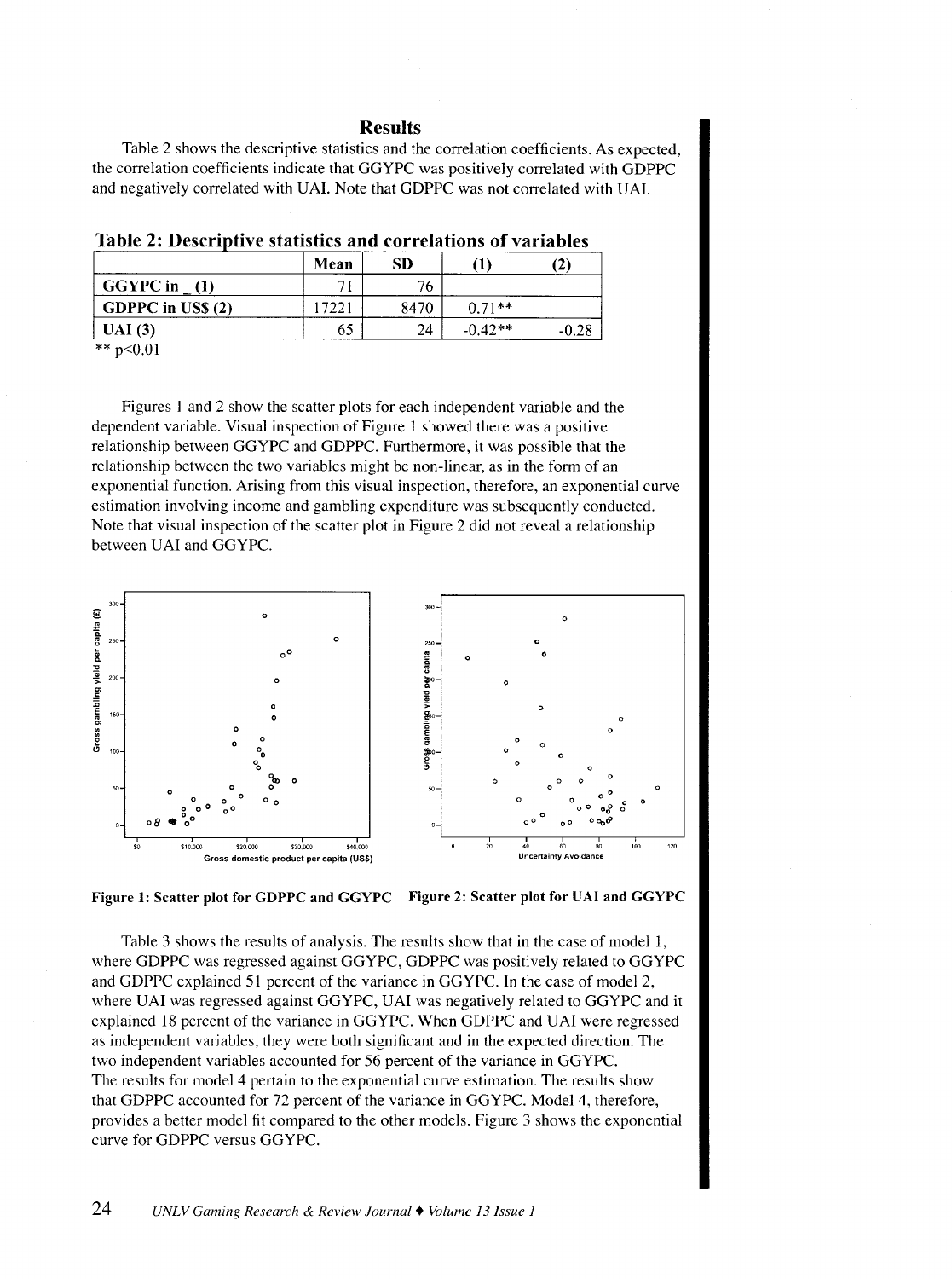## Results

Table 2 shows the descriptive statistics and the correlation coefficients. As expected, the correlation coefficients indicate that GGYPC was positively correlated with GDPPC and negatively correlated with UAI. Note that GDPPC was not correlated with UAI.

**Table 2: Descriptive statistics and correlations of variables**

| | Mean | SD | (1) | (2) |
|---|---|---|---|---|
| **GGYPC in _ (1)** | 71 | 76 | | |
| **GDPPC in US$ (2)** | 17221 | 8470 | 0.71** | |
| **UAI (3)** | 65 | 24 | -0.42** | -0.28 |

** $p<0.01$

Figures 1 and 2 show the scatter plots for each independent variable and the dependent variable. Visual inspection of Figure 1 showed there was a positive relationship between GGYPC and GDPPC. Furthermore, it was possible that the relationship between the two variables might be non-linear, as in the form of an exponential function. Arising from this visual inspection, therefore, an exponential curve estimation involving income and gambling expenditure was subsequently conducted. Note that visual inspection of the scatter plot in Figure 2 did not reveal a relationship between UAI and GGYPC.

**Figure 1: Scatter plot for GDPPC and GGYPC**

**Figure 2: Scatter plot for UAI and GGYPC**

Table 3 shows the results of analysis. The results show that in the case of model 1, where GDPPC was regressed against GGYPC, GDPPC was positively related to GGYPC and GDPPC explained 51 percent of the variance in GGYPC. In the case of model 2, where UAI was regressed against GGYPC, UAI was negatively related to GGYPC and it explained 18 percent of the variance in GGYPC. When GDPPC and UAI were regressed as independent variables, they were both significant and in the expected direction. The two independent variables accounted for 56 percent of the variance in GGYPC.

The results for model 4 pertain to the exponential curve estimation. The results show that GDPPC accounted for 72 percent of the variance in GGYPC. Model 4, therefore, provides a better model fit compared to the other models. Figure 3 shows the exponential curve for GDPPC versus GGYPC.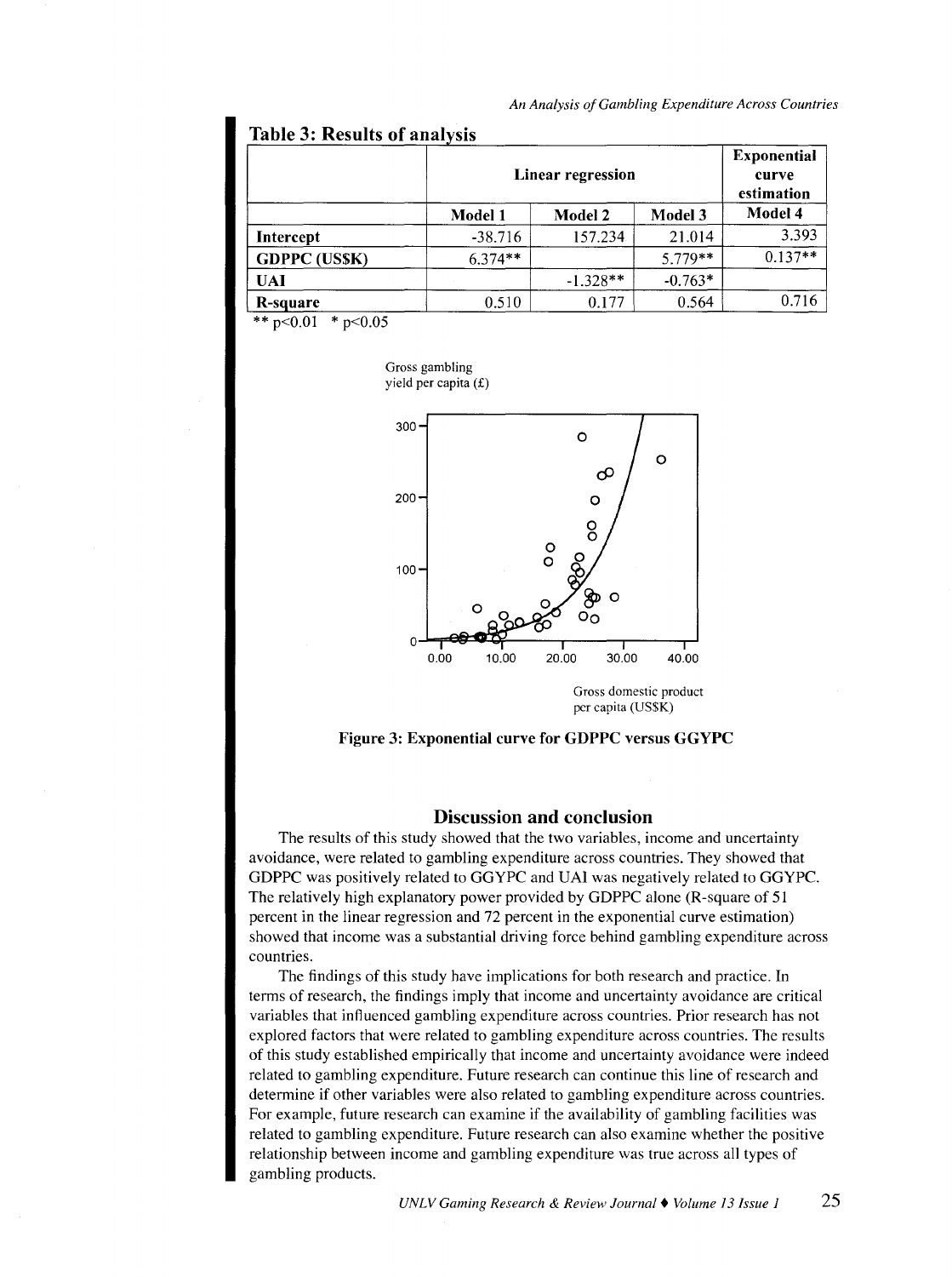**Table 3: Results of analysis**

| | Linear regression | | | Exponential curve estimation |
|---|---|---|---|---|
| | Model 1 | Model 2 | Model 3 | Model 4 |
| Intercept | -38.716 | 157.234 | 21.014 | 3.393 |
| GDPPC (US$K) | 6.374** | | 5.779** | 0.137** |
| UAI | | -1.328** | -0.763* | |
| R-square | 0.510 | 0.177 | 0.564 | 0.716 |

** $p<0.01$ * $p<0.05$

**Figure 3: Exponential curve for GDPPC versus GGYPC**

## Discussion and conclusion

The results of this study showed that the two variables, income and uncertainty avoidance, were related to gambling expenditure across countries. They showed that GDPPC was positively related to GGYPC and UAI was negatively related to GGYPC. The relatively high explanatory power provided by GDPPC alone (R-square of 51 percent in the linear regression and 72 percent in the exponential curve estimation) showed that income was a substantial driving force behind gambling expenditure across countries.

The findings of this study have implications for both research and practice. In terms of research, the findings imply that income and uncertainty avoidance are critical variables that influenced gambling expenditure across countries. Prior research has not explored factors that were related to gambling expenditure across countries. The results of this study established empirically that income and uncertainty avoidance were indeed related to gambling expenditure. Future research can continue this line of research and determine if other variables were also related to gambling expenditure across countries. For example, future research can examine if the availability of gambling facilities was related to gambling expenditure. Future research can also examine whether the positive relationship between income and gambling expenditure was true across all types of gambling products.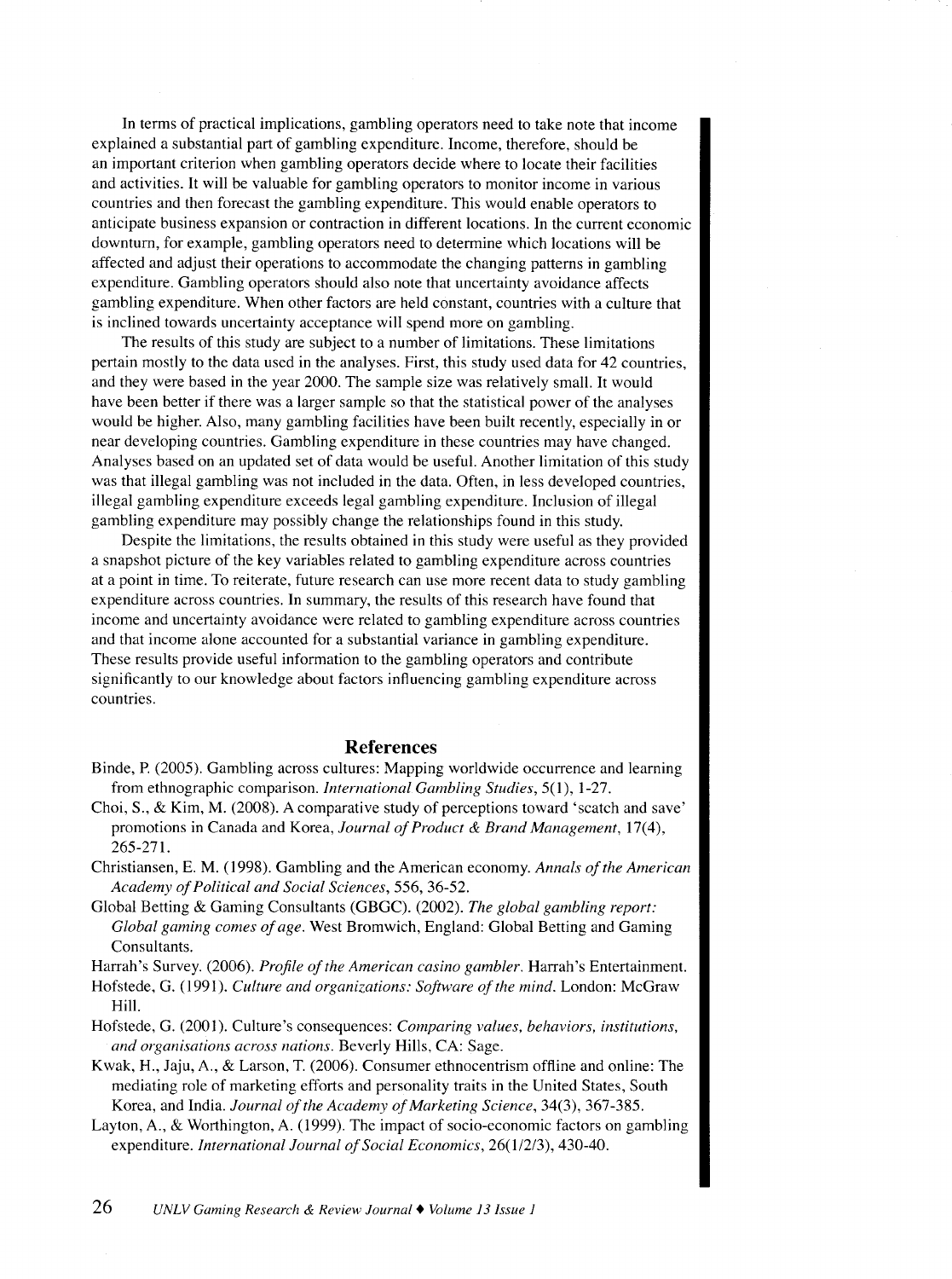In terms of practical implications, gambling operators need to take note that income explained a substantial part of gambling expenditure. Income, therefore, should be an important criterion when gambling operators decide where to locate their facilities and activities. It will be valuable for gambling operators to monitor income in various countries and then forecast the gambling expenditure. This would enable operators to anticipate business expansion or contraction in different locations. In the current economic downturn, for example, gambling operators need to determine which locations will be affected and adjust their operations to accommodate the changing patterns in gambling expenditure. Gambling operators should also note that uncertainty avoidance affects gambling expenditure. When other factors are held constant, countries with a culture that is inclined towards uncertainty acceptance will spend more on gambling.

The results of this study are subject to a number of limitations. These limitations pertain mostly to the data used in the analyses. First, this study used data for 42 countries, and they were based in the year 2000. The sample size was relatively small. It would have been better if there was a larger sample so that the statistical power of the analyses would be higher. Also, many gambling facilities have been built recently, especially in or near developing countries. Gambling expenditure in these countries may have changed. Analyses based on an updated set of data would be useful. Another limitation of this study was that illegal gambling was not included in the data. Often, in less developed countries, illegal gambling expenditure exceeds legal gambling expenditure. Inclusion of illegal gambling expenditure may possibly change the relationships found in this study.

Despite the limitations, the results obtained in this study were useful as they provided a snapshot picture of the key variables related to gambling expenditure across countries at a point in time. To reiterate, future research can use more recent data to study gambling expenditure across countries. In summary, the results of this research have found that income and uncertainty avoidance were related to gambling expenditure across countries and that income alone accounted for a substantial variance in gambling expenditure. These results provide useful information to the gambling operators and contribute significantly to our knowledge about factors influencing gambling expenditure across countries.

## References

Binde, P. (2005). Gambling across cultures: Mapping worldwide occurrence and learning from ethnographic comparison. *International Gambling Studies*, 5(1), 1-27.

Choi, S., & Kim, M. (2008). A comparative study of perceptions toward 'scatch and save' promotions in Canada and Korea, *Journal of Product & Brand Management*, 17(4), 265-271.

Christiansen, E. M. (1998). Gambling and the American economy. *Annals of the American Academy of Political and Social Sciences*, 556, 36-52.

Global Betting & Gaming Consultants (GBGC). (2002). *The global gambling report: Global gaming comes of age*. West Bromwich, England: Global Betting and Gaming Consultants.

Harrah's Survey. (2006). *Profile of the American casino gambler*. Harrah's Entertainment.

Hofstede, G. (1991). *Culture and organizations: Software of the mind*. London: McGraw Hill.

Hofstede, G. (2001). Culture's consequences: *Comparing values, behaviors, institutions, and organisations across nations*. Beverly Hills, CA: Sage.

Kwak, H., Jaju, A., & Larson, T. (2006). Consumer ethnocentrism offline and online: The mediating role of marketing efforts and personality traits in the United States, South Korea, and India. *Journal of the Academy of Marketing Science*, 34(3), 367-385.

Layton, A., & Worthington, A. (1999). The impact of socio-economic factors on gambling expenditure. *International Journal of Social Economics*, 26(1/2/3), 430-40.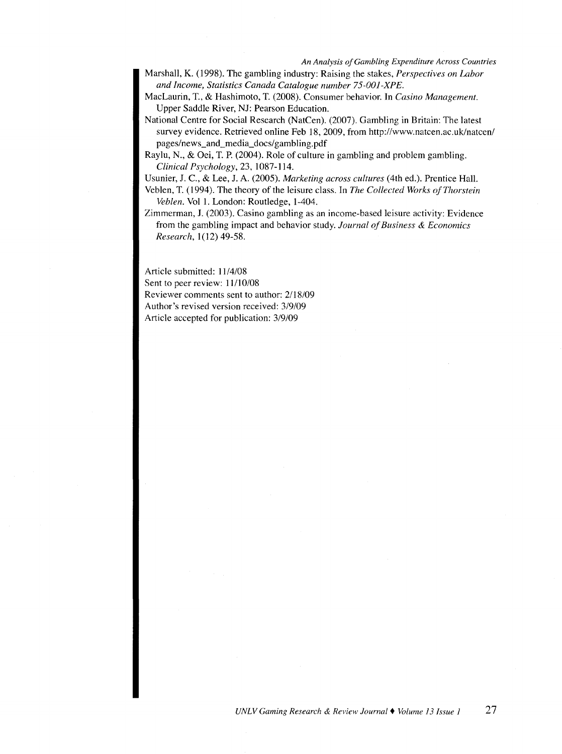Marshall, K. (1998). The gambling industry: Raising the stakes, *Perspectives on Labor and Income, Statistics Canada Catalogue number 75-001-XPE.*

MacLaurin, T., & Hashimoto, T. (2008). Consumer behavior. In *Casino Management.* Upper Saddle River, NJ: Pearson Education.

National Centre for Social Research (NatCen). (2007). Gambling in Britain: The latest survey evidence. Retrieved online Feb 18, 2009, from http://www.natcen.ac.uk/natcen/pages/news_and_media_docs/gambling.pdf

Raylu, N., & Oei, T. P. (2004). Role of culture in gambling and problem gambling. *Clinical Psychology*, 23, 1087-114.

Usunier, J. C., & Lee, J. A. (2005). *Marketing across cultures* (4th ed.). Prentice Hall.

Veblen, T. (1994). The theory of the leisure class. In *The Collected Works of Thorstein Veblen.* Vol 1. London: Routledge, 1-404.

Zimmerman, J. (2003). Casino gambling as an income-based leisure activity: Evidence from the gambling impact and behavior study. *Journal of Business & Economics Research*, 1(12) 49-58.

Article submitted: 11/4/08
Sent to peer review: 11/10/08
Reviewer comments sent to author: 2/18/09
Author's revised version received: 3/9/09
Article accepted for publication: 3/9/09